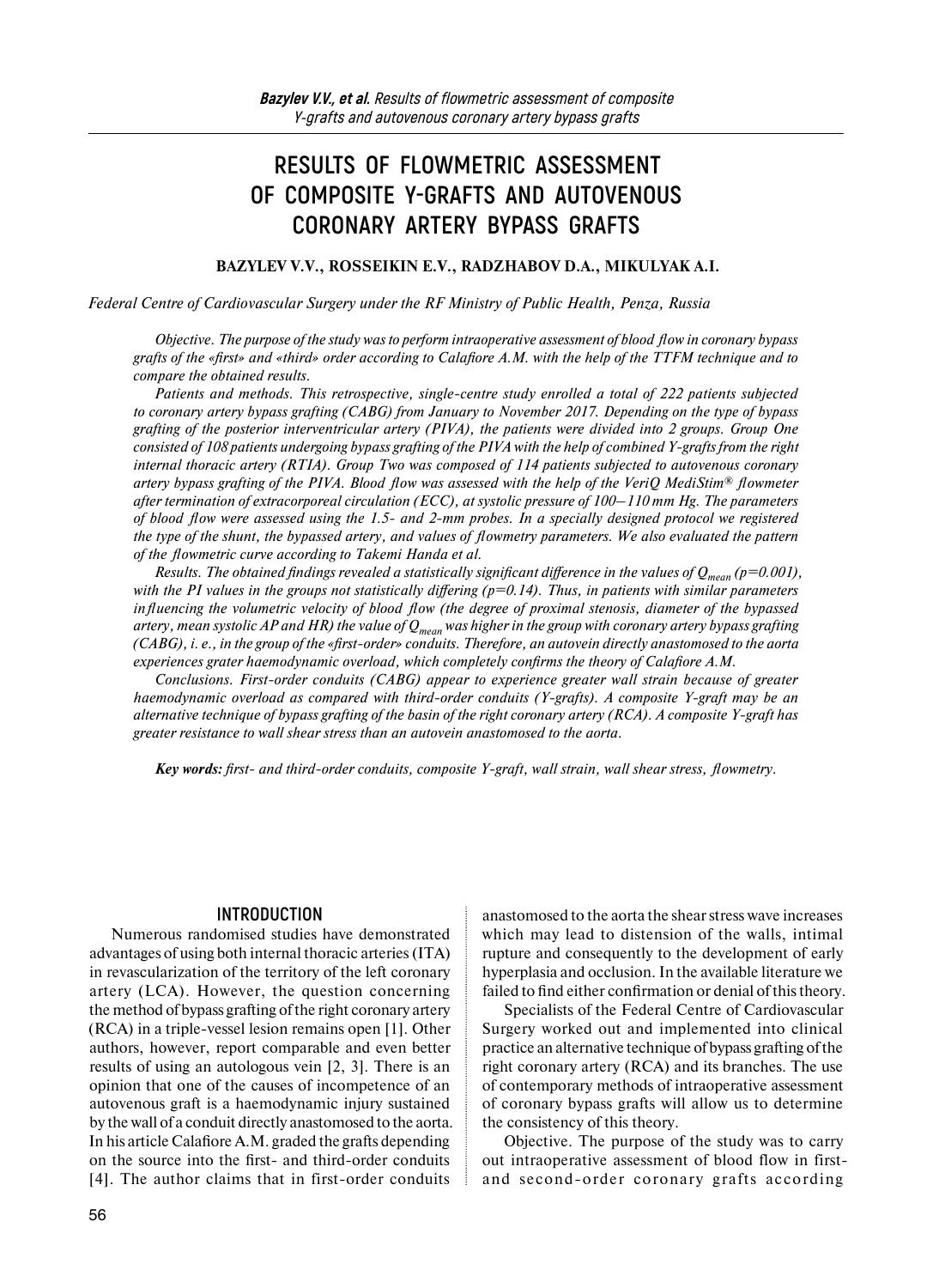# RESULTS OF FLOWMETRIC ASSESSMENT OF COMPOSITE Y-GRAFTS AND AUTOVENOUS CORONARY ARTERY BYPASS GRAFTS

**BAZYLEV V.V., ROSSEIKIN E.V., RADZHABOV D.A., MIKULYAK A.I.**

*Federal Centre of Cardiovascular Surgery under the RF Ministry of Public Health, Penza, Russia*

*Objective. The purpose of the study was to perform intraoperative assessment of blood flow in coronary bypass grafts of the «first» and «third» order according to Calafiore A.M. with the help of the TTFM technique and to compare the obtained results.*

*Patients and methods. This retrospective, single-centre study enrolled a total of 222 patients subjected to coronary artery bypass grafting (CABG) from January to November 2017. Depending on the type of bypass grafting of the posterior interventricular artery (PIVA), the patients were divided into 2 groups. Group One consisted of 108 patients undergoing bypass grafting of the PIVA with the help of combined Y-grafts from the right internal thoracic artery (RTIA). Group Two was composed of 114 patients subjected to autovenous coronary artery bypass grafting of the PIVA. Blood flow was assessed with the help of the VeriQ MediStim® flowmeter after termination of extracorporeal circulation (ECC), at systolic pressure of 100–110 mm Hg. The parameters of blood flow were assessed using the 1.5- and 2-mm probes. In a specially designed protocol we registered the type of the shunt, the bypassed artery, and values of flowmetry parameters. We also evaluated the pattern of the flowmetric curve according to Takemi Handa et al.*

*Results. The obtained findings revealed a statistically significant difference in the values of $Q_{mean}$ ($p=0.001$), with the PI values in the groups not statistically differing ($p=0.14$). Thus, in patients with similar parameters influencing the volumetric velocity of blood flow (the degree of proximal stenosis, diameter of the bypassed artery, mean systolic AP and HR) the value of $Q_{mean}$ was higher in the group with coronary artery bypass grafting (CABG), i. e., in the group of the «first-order» conduits. Therefore, an autovein directly anastomosed to the aorta experiences grater haemodynamic overload, which completely confirms the theory of Calafiore A.M.*

*Conclusions. First-order conduits (CABG) appear to experience greater wall strain because of greater haemodynamic overload as compared with third-order conduits (Y-grafts). A composite Y-graft may be an alternative technique of bypass grafting of the basin of the right coronary artery (RCA). A composite Y-graft has greater resistance to wall shear stress than an autovein anastomosed to the aorta.*

***Key words:** first- and third-order conduits, composite Y-graft, wall strain, wall shear stress, flowmetry.*

## INTRODUCTION

Numerous randomised studies have demonstrated advantages of using both internal thoracic arteries (ITA) in revascularization of the territory of the left coronary artery (LCA). However, the question concerning the method of bypass grafting of the right coronary artery (RCA) in a triple-vessel lesion remains open [1]. Other authors, however, report comparable and even better results of using an autologous vein [2, 3]. There is an opinion that one of the causes of incompetence of an autovenous graft is a haemodynamic injury sustained by the wall of a conduit directly anastomosed to the aorta. In his article Calafiore A.M. graded the grafts depending on the source into the first- and third-order conduits [4]. The author claims that in first-order conduits anastomosed to the aorta the shear stress wave increases which may lead to distension of the walls, intimal rupture and consequently to the development of early hyperplasia and occlusion. In the available literature we failed to find either confirmation or denial of this theory.

Specialists of the Federal Centre of Cardiovascular Surgery worked out and implemented into clinical practice an alternative technique of bypass grafting of the right coronary artery (RCA) and its branches. The use of contemporary methods of intraoperative assessment of coronary bypass grafts will allow us to determine the consistency of this theory.

Objective. The purpose of the study was to carry out intraoperative assessment of blood flow in first- and second-order coronary grafts according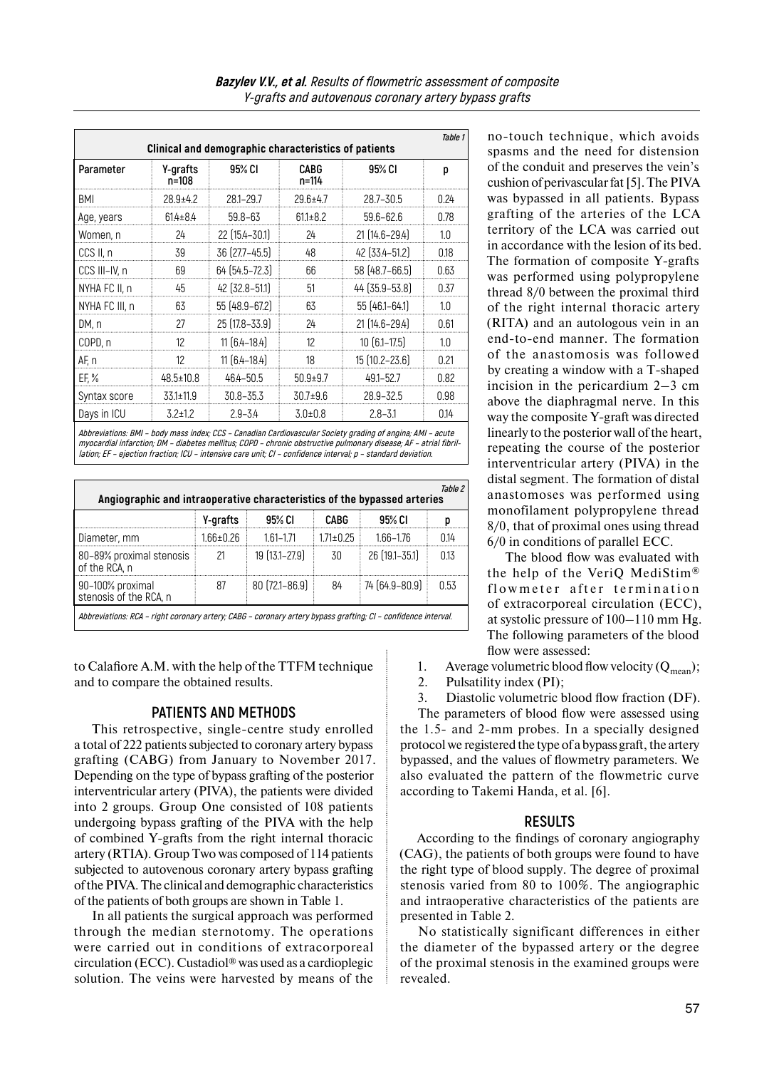Table 1

**Clinical and demographic characteristics of patients**

| Parameter | Y-grafts n=108 | 95% CI | CABG n=114 | 95% CI | p |
|---|---|---|---|---|---|
| BMI | 28.9±4.2 | 28.1–29.7 | 29.6±4.7 | 28.7–30.5 | 0.24 |
| Age, years | 61.4±8.4 | 59.8–63 | 61.1±8.2 | 59.6–62.6 | 0.78 |
| Women, n | 24 | 22 (15.4–30.1) | 24 | 21 (14.6–29.4) | 1.0 |
| CCS II, n | 39 | 36 (27.7–45.5) | 48 | 42 (33.4–51.2) | 0.18 |
| CCS III–IV, n | 69 | 64 (54.5–72.3) | 66 | 58 (48.7–66.5) | 0.63 |
| NYHA FC II, n | 45 | 42 (32.8–51.1) | 51 | 44 (35.9–53.8) | 0.37 |
| NYHA FC III, n | 63 | 55 (48.9–67.2) | 63 | 55 (46.1–64.1) | 1.0 |
| DM, n | 27 | 25 (17.8–33.9) | 24 | 21 (14.6–29.4) | 0.61 |
| COPD, n | 12 | 11 (6.4–18.4) | 12 | 10 (6.1–17.5) | 1.0 |
| AF, n | 12 | 11 (6.4–18.4) | 18 | 15 (10.2–23.6) | 0.21 |
| EF, % | 48.5±10.8 | 46.4–50.5 | 50.9±9.7 | 49.1–52.7 | 0.82 |
| Syntax score | 33.1±11.9 | 30.8–35.3 | 30.7±9.6 | 28.9–32.5 | 0.98 |
| Days in ICU | 3.2±1.2 | 2.9–3.4 | 3.0±0.8 | 2.8–3.1 | 0.14 |

*Abbreviations: BMI – body mass index; CCS – Canadian Cardiovascular Society grading of angina; AMI – acute myocardial infarction; DM – diabetes mellitus; COPD – chronic obstructive pulmonary disease; AF – atrial fibrillation; EF – ejection fraction; ICU – intensive care unit; CI – confidence interval; p – standard deviation.*

Table 2

**Angiographic and intraoperative characteristics of the bypassed arteries**

| | Y-grafts | 95% CI | CABG | 95% CI | p |
|---|---|---|---|---|---|
| Diameter, mm | 1.66±0.26 | 1.61–1.71 | 1.71±0.25 | 1.66–1.76 | 0.14 |
| 80–89% proximal stenosis of the RCA, n | 21 | 19 (13.1–27.9) | 30 | 26 (19.1–35.1) | 0.13 |
| 90–100% proximal stenosis of the RCA, n | 87 | 80 (72.1–86.9) | 84 | 74 (64.9–80.9) | 0.53 |

*Abbreviations: RCA – right coronary artery; CABG – coronary artery bypass grafting; CI – confidence interval.*

to Calafiore A.M. with the help of the TTFM technique and to compare the obtained results.

## PATIENTS AND METHODS

This retrospective, single-centre study enrolled a total of 222 patients subjected to coronary artery bypass grafting (CABG) from January to November 2017. Depending on the type of bypass grafting of the posterior interventricular artery (PIVA), the patients were divided into 2 groups. Group One consisted of 108 patients undergoing bypass grafting of the PIVA with the help of combined Y-grafts from the right internal thoracic artery (RTIA). Group Two was composed of 114 patients subjected to autovenous coronary artery bypass grafting of the PIVA. The clinical and demographic characteristics of the patients of both groups are shown in Table 1.

In all patients the surgical approach was performed through the median sternotomy. The operations were carried out in conditions of extracorporeal circulation (ECC). Custadiol® was used as a cardioplegic solution. The veins were harvested by means of the no-touch technique, which avoids spasms and the need for distension of the conduit and preserves the vein's cushion of perivascular fat [5]. The PIVA was bypassed in all patients. Bypass grafting of the arteries of the LCA territory of the LCA was carried out in accordance with the lesion of its bed. The formation of composite Y-grafts was performed using polypropylene thread 8/0 between the proximal third of the right internal thoracic artery (RITA) and an autologous vein in an end-to-end manner. The formation of the anastomosis was followed by creating a window with a T-shaped incision in the pericardium 2–3 cm above the diaphragmal nerve. In this way the composite Y-graft was directed linearly to the posterior wall of the heart, repeating the course of the posterior interventricular artery (PIVA) in the distal segment. The formation of distal anastomoses was performed using monofilament polypropylene thread 8/0, that of proximal ones using thread 6/0 in conditions of parallel ECC.

The blood flow was evaluated with the help of the VeriQ MediStim® flowmeter after termination of extracorporeal circulation (ECC), at systolic pressure of 100–110 mm Hg. The following parameters of the blood flow were assessed:

1. Average volumetric blood flow velocity ($Q_{mean}$);
2. Pulsatility index (PI);
3. Diastolic volumetric blood flow fraction (DF).

The parameters of blood flow were assessed using the 1.5- and 2-mm probes. In a specially designed protocol we registered the type of a bypass graft, the artery bypassed, and the values of flowmetry parameters. We also evaluated the pattern of the flowmetric curve according to Takemi Handa, et al. [6].

## RESULTS

According to the findings of coronary angiography (CAG), the patients of both groups were found to have the right type of blood supply. The degree of proximal stenosis varied from 80 to 100%. The angiographic and intraoperative characteristics of the patients are presented in Table 2.

No statistically significant differences in either the diameter of the bypassed artery or the degree of the proximal stenosis in the examined groups were revealed.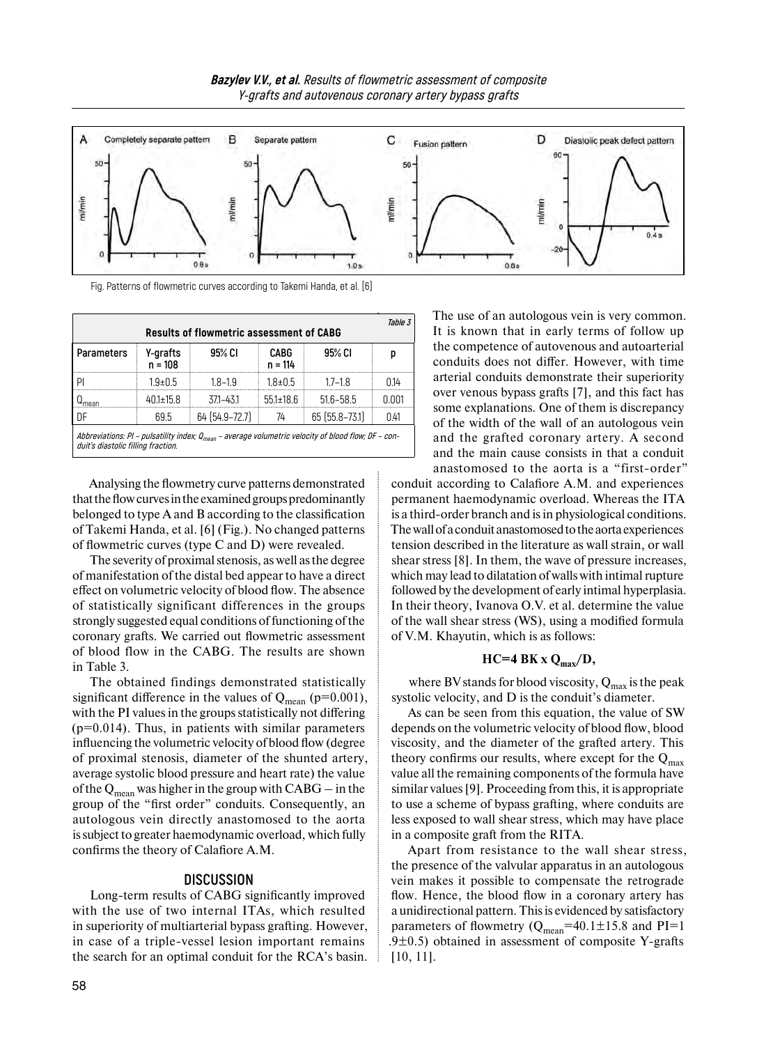Fig. Patterns of flowmetric curves according to Takemi Handa, et al. [6]

Table 3

**Results of flowmetric assessment of CABG**

| Parameters | Y-grafts n = 108 | 95% CI | CABG n = 114 | 95% CI | p |
|---|---|---|---|---|---|
| PI | 1.9±0.5 | 1.8–1.9 | 1.8±0.5 | 1.7–1.8 | 0.14 |
| $Q_{mean}$ | 40.1±15.8 | 37.1–43.1 | 55.1±18.6 | 51.6–58.5 | 0.001 |
| DF | 69.5 | 64 (54.9–72.7) | 74 | 65 (55.8–73.1) | 0.41 |

*Abbreviations: PI – pulsatility index; $Q_{mean}$ – average volumetric velocity of blood flow; DF – conduit's diastolic filling fraction.*

Analysing the flowmetry curve patterns demonstrated that the flow curves in the examined groups predominantly belonged to type A and B according to the classification of Takemi Handa, et al. [6] (Fig.). No changed patterns of flowmetric curves (type C and D) were revealed.

The severity of proximal stenosis, as well as the degree of manifestation of the distal bed appear to have a direct effect on volumetric velocity of blood flow. The absence of statistically significant differences in the groups strongly suggested equal conditions of functioning of the coronary grafts. We carried out flowmetric assessment of blood flow in the CABG. The results are shown in Table 3.

The obtained findings demonstrated statistically significant difference in the values of $Q_{mean}$ (p=0.001), with the PI values in the groups statistically not differing (p=0.014). Thus, in patients with similar parameters influencing the volumetric velocity of blood flow (degree of proximal stenosis, diameter of the shunted artery, average systolic blood pressure and heart rate) the value of the $Q_{mean}$ was higher in the group with CABG – in the group of the "first order" conduits. Consequently, an autologous vein directly anastomosed to the aorta is subject to greater haemodynamic overload, which fully confirms the theory of Calafiore A.M.

## DISCUSSION

Long-term results of CABG significantly improved with the use of two internal ITAs, which resulted in superiority of multiarterial bypass grafting. However, in case of a triple-vessel lesion important remains the search for an optimal conduit for the RCA's basin. The use of an autologous vein is very common. It is known that in early terms of follow up the competence of autovenous and autoarterial conduits does not differ. However, with time arterial conduits demonstrate their superiority over venous bypass grafts [7], and this fact has some explanations. One of them is discrepancy of the width of the wall of an autologous vein and the grafted coronary artery. A second and the main cause consists in that a conduit anastomosed to the aorta is a "first-order" conduit according to Calafiore A.M. and experiences permanent haemodynamic overload. Whereas the ITA is a third-order branch and is in physiological conditions. The wall of a conduit anastomosed to the aorta experiences tension described in the literature as wall strain, or wall shear stress [8]. In them, the wave of pressure increases, which may lead to dilatation of walls with intimal rupture followed by the development of early intimal hyperplasia. In their theory, Ivanova O.V. et al. determine the value of the wall shear stress (WS), using a modified formula of V.M. Khayutin, which is as follows:

$$\mathbf{HC=4\ BK \times Q_{max}/D,}$$

where BV stands for blood viscosity, $Q_{max}$ is the peak systolic velocity, and D is the conduit's diameter.

As can be seen from this equation, the value of SW depends on the volumetric velocity of blood flow, blood viscosity, and the diameter of the grafted artery. This theory confirms our results, where except for the $Q_{max}$ value all the remaining components of the formula have similar values [9]. Proceeding from this, it is appropriate to use a scheme of bypass grafting, where conduits are less exposed to wall shear stress, which may have place in a composite graft from the RITA.

Apart from resistance to the wall shear stress, the presence of the valvular apparatus in an autologous vein makes it possible to compensate the retrograde flow. Hence, the blood flow in a coronary artery has a unidirectional pattern. This is evidenced by satisfactory parameters of flowmetry ($Q_{mean}$=40.1±15.8 and PI=1.9±0.5) obtained in assessment of composite Y-grafts [10, 11].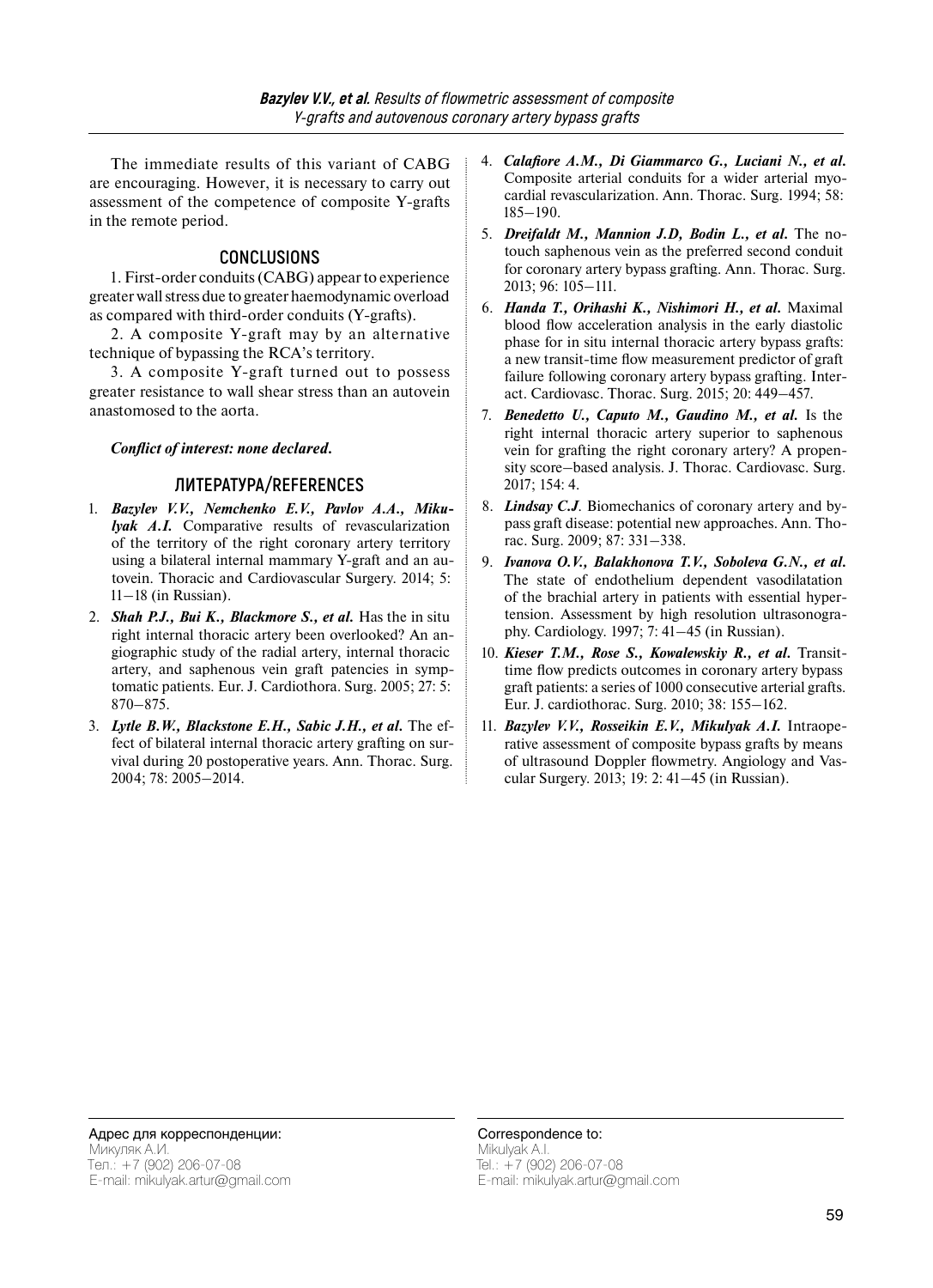The immediate results of this variant of CABG are encouraging. However, it is necessary to carry out assessment of the competence of composite Y-grafts in the remote period.

## CONCLUSIONS

1. First-order conduits (CABG) appear to experience greater wall stress due to greater haemodynamic overload as compared with third-order conduits (Y-grafts).

2. A composite Y-graft may by an alternative technique of bypassing the RCA's territory.

3. A composite Y-graft turned out to possess greater resistance to wall shear stress than an autovein anastomosed to the aorta.

***Conflict of interest: none declared.***

## ЛИТЕРАТУРА/REFERENCES

1. ***Bazylev V.V., Nemchenko E.V., Pavlov A.A., Mikulyak A.I.*** Comparative results of revascularization of the territory of the right coronary artery territory using a bilateral internal mammary Y-graft and an autovein. Thoracic and Cardiovascular Surgery. 2014; 5: 11–18 (in Russian).
2. ***Shah P.J., Bui K., Blackmore S., et al.*** Has the in situ right internal thoracic artery been overlooked? An angiographic study of the radial artery, internal thoracic artery, and saphenous vein graft patencies in symptomatic patients. Eur. J. Cardiothora. Surg. 2005; 27: 5: 870–875.
3. ***Lytle B.W., Blackstone E.H., Sabic J.H., et al.*** The effect of bilateral internal thoracic artery grafting on survival during 20 postoperative years. Ann. Thorac. Surg. 2004; 78: 2005–2014.
4. ***Calafiore A.M., Di Giammarco G., Luciani N., et al.*** Composite arterial conduits for a wider arterial myocardial revascularization. Ann. Thorac. Surg. 1994; 58: 185–190.
5. ***Dreifaldt M., Mannion J.D, Bodin L., et al.*** The no-touch saphenous vein as the preferred second conduit for coronary artery bypass grafting. Ann. Thorac. Surg. 2013; 96: 105–111.
6. ***Handa T., Orihashi K., Nishimori H., et al.*** Maximal blood flow acceleration analysis in the early diastolic phase for in situ internal thoracic artery bypass grafts: a new transit-time flow measurement predictor of graft failure following coronary artery bypass grafting. Interact. Cardiovasc. Thorac. Surg. 2015; 20: 449–457.
7. ***Benedetto U., Caputo M., Gaudino M., et al.*** Is the right internal thoracic artery superior to saphenous vein for grafting the right coronary artery? A propensity score–based analysis. J. Thorac. Cardiovasc. Surg. 2017; 154: 4.
8. ***Lindsay C.J***. Biomechanics of coronary artery and bypass graft disease: potential new approaches. Ann. Thorac. Surg. 2009; 87: 331–338.
9. ***Ivanova O.V., Balakhonova T.V., Soboleva G.N., et al.*** The state of endothelium dependent vasodilatation of the brachial artery in patients with essential hypertension. Assessment by high resolution ultrasonography. Cardiology. 1997; 7: 41–45 (in Russian).
10. ***Kieser T.M., Rose S., Kowalewskiy R., et al.*** Transit-time flow predicts outcomes in coronary artery bypass graft patients: a series of 1000 consecutive arterial grafts. Eur. J. cardiothorac. Surg. 2010; 38: 155–162.
11. ***Bazylev V.V., Rosseikin E.V., Mikulyak A.I.*** Intraoperative assessment of composite bypass grafts by means of ultrasound Doppler flowmetry. Angiology and Vascular Surgery. 2013; 19: 2: 41–45 (in Russian).

Адрес для корреспонденции:
Микуляк А.И.
Тел.: +7 (902) 206-07-08
E-mail: mikulyak.artur@gmail.com

Correspondence to:
Mikulyak A.I.
Tel.: +7 (902) 206-07-08
E-mail: mikulyak.artur@gmail.com